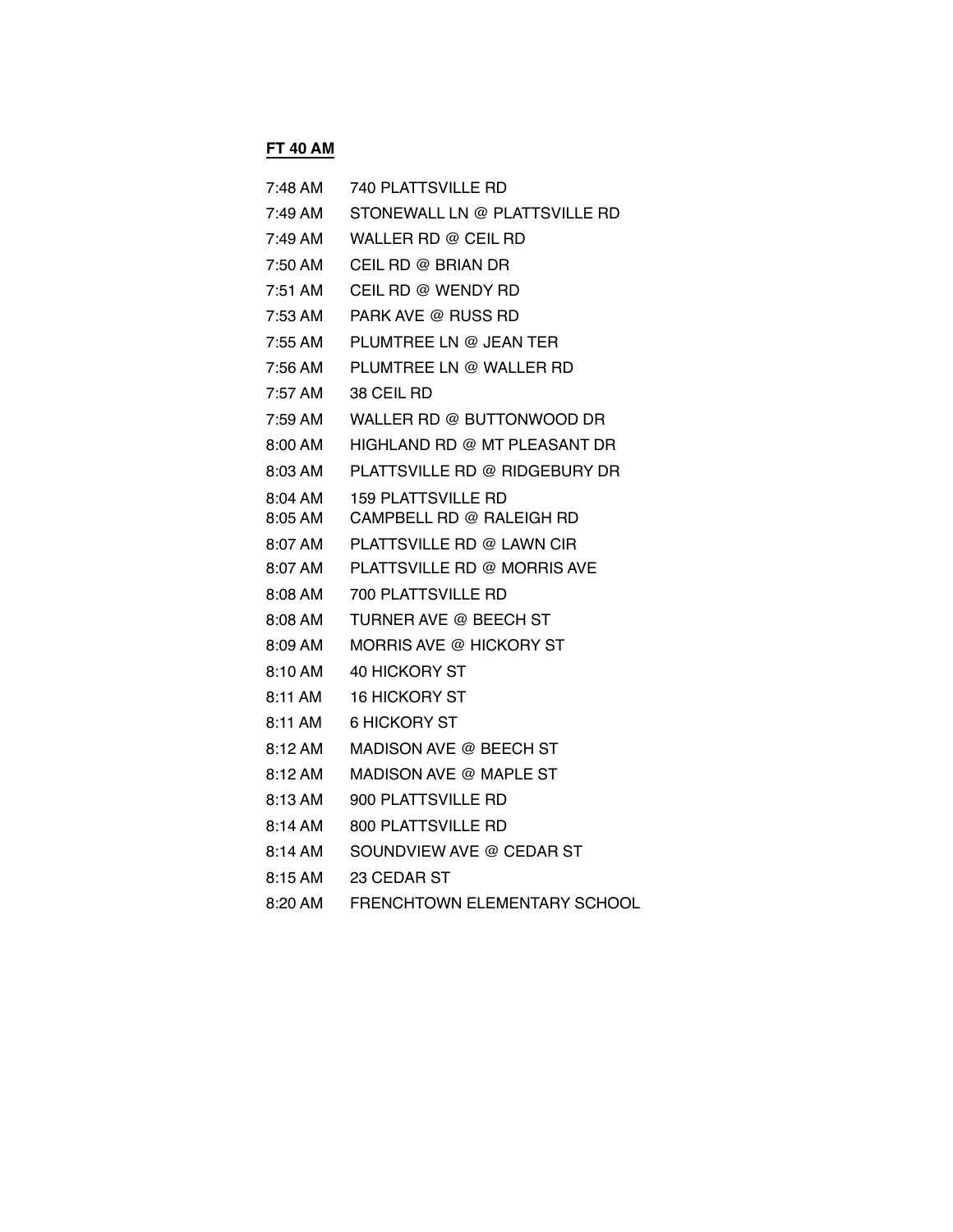**FT 40 AM**

| | |
|---|---|
| 7:48 AM | 740 PLATTSVILLE RD |
| 7:49 AM | STONEWALL LN @ PLATTSVILLE RD |
| 7:49 AM | WALLER RD @ CEIL RD |
| 7:50 AM | CEIL RD @ BRIAN DR |
| 7:51 AM | CEIL RD @ WENDY RD |
| 7:53 AM | PARK AVE @ RUSS RD |
| 7:55 AM | PLUMTREE LN @ JEAN TER |
| 7:56 AM | PLUMTREE LN @ WALLER RD |
| 7:57 AM | 38 CEIL RD |
| 7:59 AM | WALLER RD @ BUTTONWOOD DR |
| 8:00 AM | HIGHLAND RD @ MT PLEASANT DR |
| 8:03 AM | PLATTSVILLE RD @ RIDGEBURY DR |
| 8:04 AM | 159 PLATTSVILLE RD |
| 8:05 AM | CAMPBELL RD @ RALEIGH RD |
| 8:07 AM | PLATTSVILLE RD @ LAWN CIR |
| 8:07 AM | PLATTSVILLE RD @ MORRIS AVE |
| 8:08 AM | 700 PLATTSVILLE RD |
| 8:08 AM | TURNER AVE @ BEECH ST |
| 8:09 AM | MORRIS AVE @ HICKORY ST |
| 8:10 AM | 40 HICKORY ST |
| 8:11 AM | 16 HICKORY ST |
| 8:11 AM | 6 HICKORY ST |
| 8:12 AM | MADISON AVE @ BEECH ST |
| 8:12 AM | MADISON AVE @ MAPLE ST |
| 8:13 AM | 900 PLATTSVILLE RD |
| 8:14 AM | 800 PLATTSVILLE RD |
| 8:14 AM | SOUNDVIEW AVE @ CEDAR ST |
| 8:15 AM | 23 CEDAR ST |
| 8:20 AM | FRENCHTOWN ELEMENTARY SCHOOL |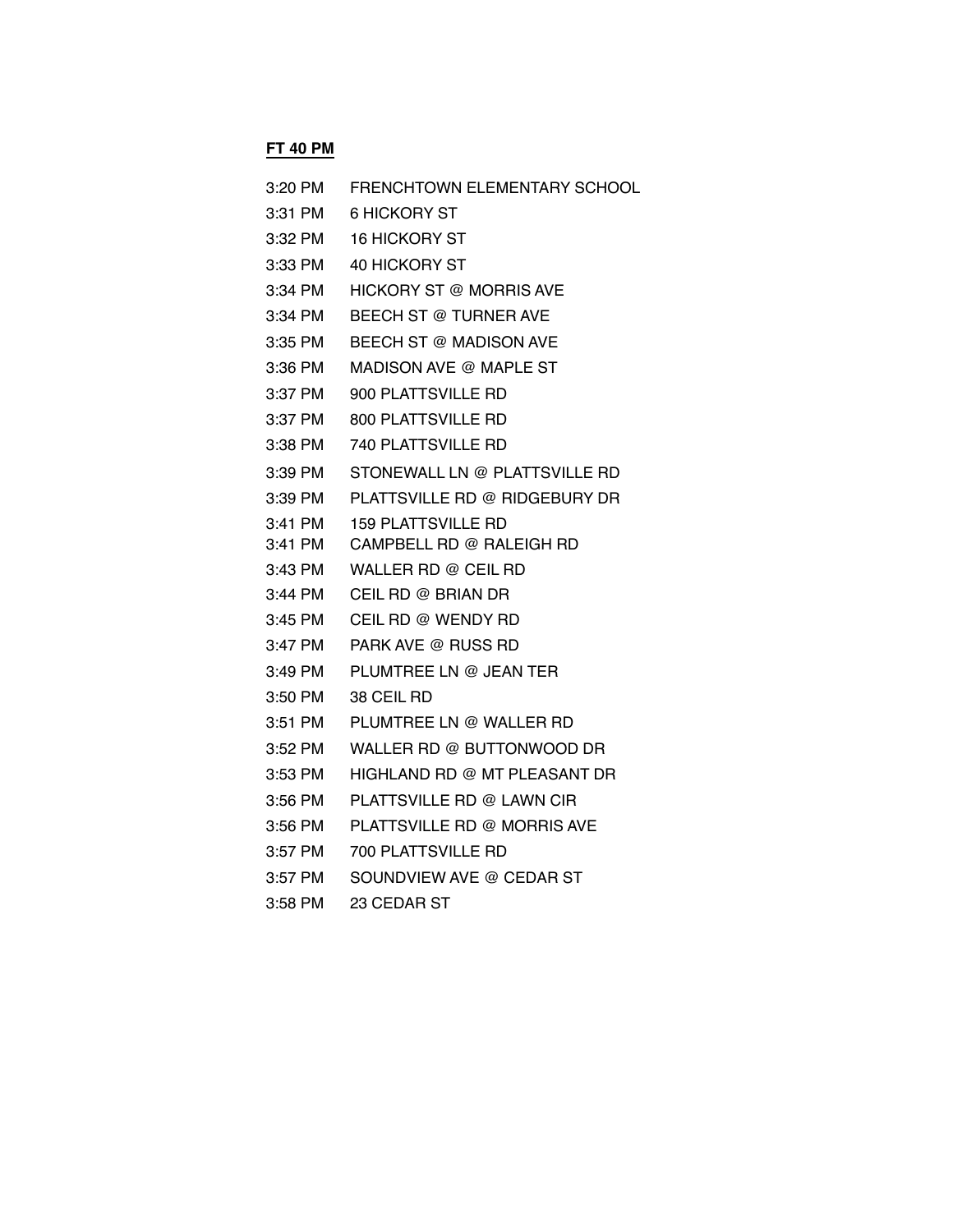**FT 40 PM**

| | |
|---|---|
| 3:20 PM | FRENCHTOWN ELEMENTARY SCHOOL |
| 3:31 PM | 6 HICKORY ST |
| 3:32 PM | 16 HICKORY ST |
| 3:33 PM | 40 HICKORY ST |
| 3:34 PM | HICKORY ST @ MORRIS AVE |
| 3:34 PM | BEECH ST @ TURNER AVE |
| 3:35 PM | BEECH ST @ MADISON AVE |
| 3:36 PM | MADISON AVE @ MAPLE ST |
| 3:37 PM | 900 PLATTSVILLE RD |
| 3:37 PM | 800 PLATTSVILLE RD |
| 3:38 PM | 740 PLATTSVILLE RD |
| 3:39 PM | STONEWALL LN @ PLATTSVILLE RD |
| 3:39 PM | PLATTSVILLE RD @ RIDGEBURY DR |
| 3:41 PM | 159 PLATTSVILLE RD |
| 3:41 PM | CAMPBELL RD @ RALEIGH RD |
| 3:43 PM | WALLER RD @ CEIL RD |
| 3:44 PM | CEIL RD @ BRIAN DR |
| 3:45 PM | CEIL RD @ WENDY RD |
| 3:47 PM | PARK AVE @ RUSS RD |
| 3:49 PM | PLUMTREE LN @ JEAN TER |
| 3:50 PM | 38 CEIL RD |
| 3:51 PM | PLUMTREE LN @ WALLER RD |
| 3:52 PM | WALLER RD @ BUTTONWOOD DR |
| 3:53 PM | HIGHLAND RD @ MT PLEASANT DR |
| 3:56 PM | PLATTSVILLE RD @ LAWN CIR |
| 3:56 PM | PLATTSVILLE RD @ MORRIS AVE |
| 3:57 PM | 700 PLATTSVILLE RD |
| 3:57 PM | SOUNDVIEW AVE @ CEDAR ST |
| 3:58 PM | 23 CEDAR ST |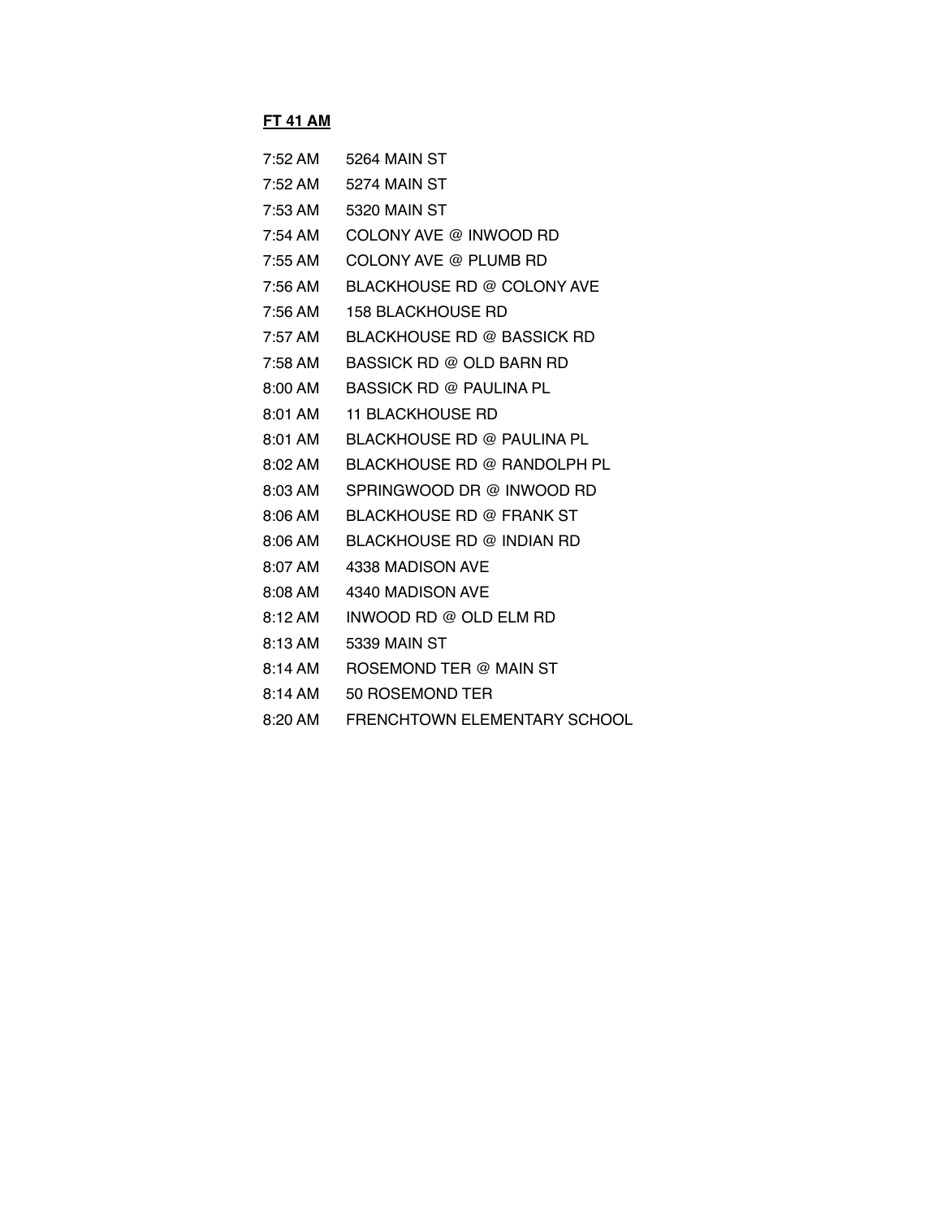**FT 41 AM**

| | |
|---|---|
| 7:52 AM | 5264 MAIN ST |
| 7:52 AM | 5274 MAIN ST |
| 7:53 AM | 5320 MAIN ST |
| 7:54 AM | COLONY AVE @ INWOOD RD |
| 7:55 AM | COLONY AVE @ PLUMB RD |
| 7:56 AM | BLACKHOUSE RD @ COLONY AVE |
| 7:56 AM | 158 BLACKHOUSE RD |
| 7:57 AM | BLACKHOUSE RD @ BASSICK RD |
| 7:58 AM | BASSICK RD @ OLD BARN RD |
| 8:00 AM | BASSICK RD @ PAULINA PL |
| 8:01 AM | 11 BLACKHOUSE RD |
| 8:01 AM | BLACKHOUSE RD @ PAULINA PL |
| 8:02 AM | BLACKHOUSE RD @ RANDOLPH PL |
| 8:03 AM | SPRINGWOOD DR @ INWOOD RD |
| 8:06 AM | BLACKHOUSE RD @ FRANK ST |
| 8:06 AM | BLACKHOUSE RD @ INDIAN RD |
| 8:07 AM | 4338 MADISON AVE |
| 8:08 AM | 4340 MADISON AVE |
| 8:12 AM | INWOOD RD @ OLD ELM RD |
| 8:13 AM | 5339 MAIN ST |
| 8:14 AM | ROSEMOND TER @ MAIN ST |
| 8:14 AM | 50 ROSEMOND TER |
| 8:20 AM | FRENCHTOWN ELEMENTARY SCHOOL |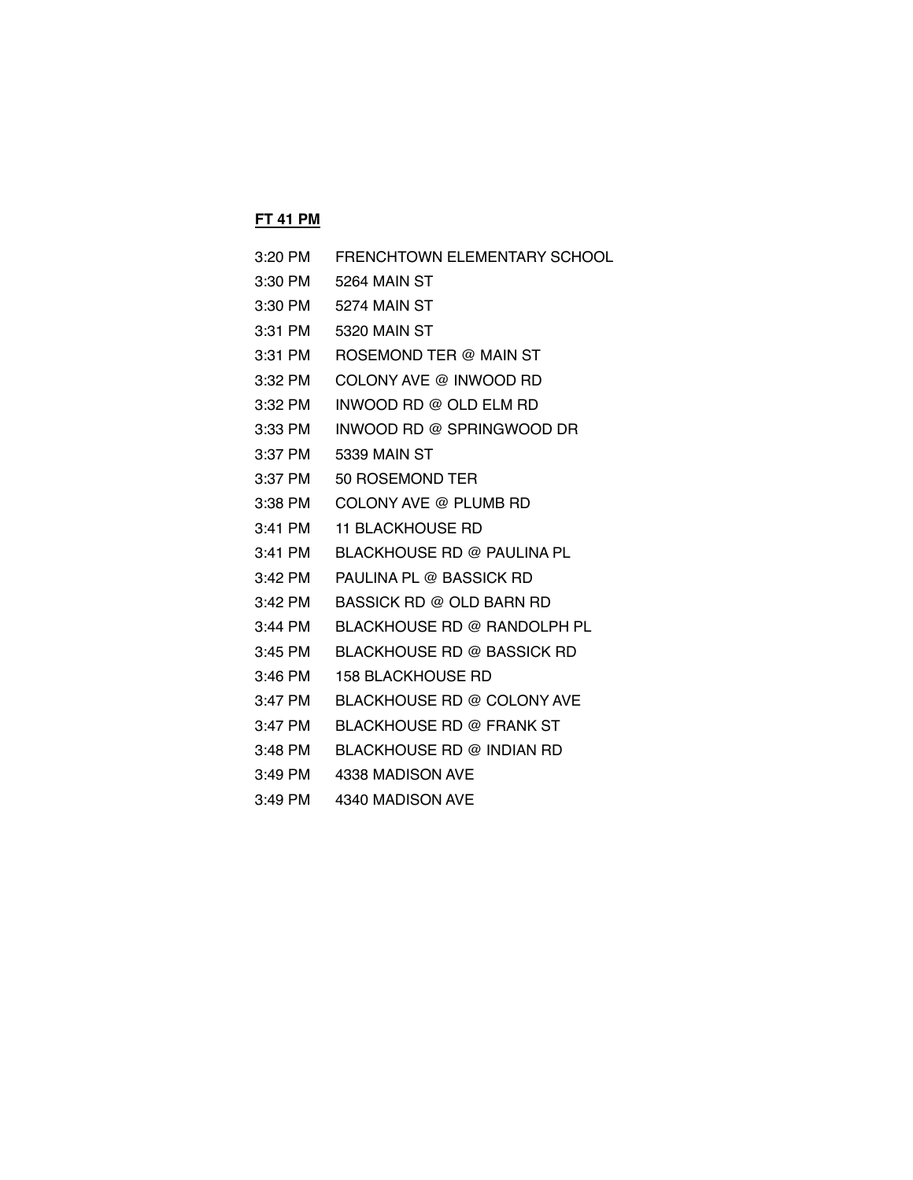**FT 41 PM**

| | |
|---|---|
| 3:20 PM | FRENCHTOWN ELEMENTARY SCHOOL |
| 3:30 PM | 5264 MAIN ST |
| 3:30 PM | 5274 MAIN ST |
| 3:31 PM | 5320 MAIN ST |
| 3:31 PM | ROSEMOND TER @ MAIN ST |
| 3:32 PM | COLONY AVE @ INWOOD RD |
| 3:32 PM | INWOOD RD @ OLD ELM RD |
| 3:33 PM | INWOOD RD @ SPRINGWOOD DR |
| 3:37 PM | 5339 MAIN ST |
| 3:37 PM | 50 ROSEMOND TER |
| 3:38 PM | COLONY AVE @ PLUMB RD |
| 3:41 PM | 11 BLACKHOUSE RD |
| 3:41 PM | BLACKHOUSE RD @ PAULINA PL |
| 3:42 PM | PAULINA PL @ BASSICK RD |
| 3:42 PM | BASSICK RD @ OLD BARN RD |
| 3:44 PM | BLACKHOUSE RD @ RANDOLPH PL |
| 3:45 PM | BLACKHOUSE RD @ BASSICK RD |
| 3:46 PM | 158 BLACKHOUSE RD |
| 3:47 PM | BLACKHOUSE RD @ COLONY AVE |
| 3:47 PM | BLACKHOUSE RD @ FRANK ST |
| 3:48 PM | BLACKHOUSE RD @ INDIAN RD |
| 3:49 PM | 4338 MADISON AVE |
| 3:49 PM | 4340 MADISON AVE |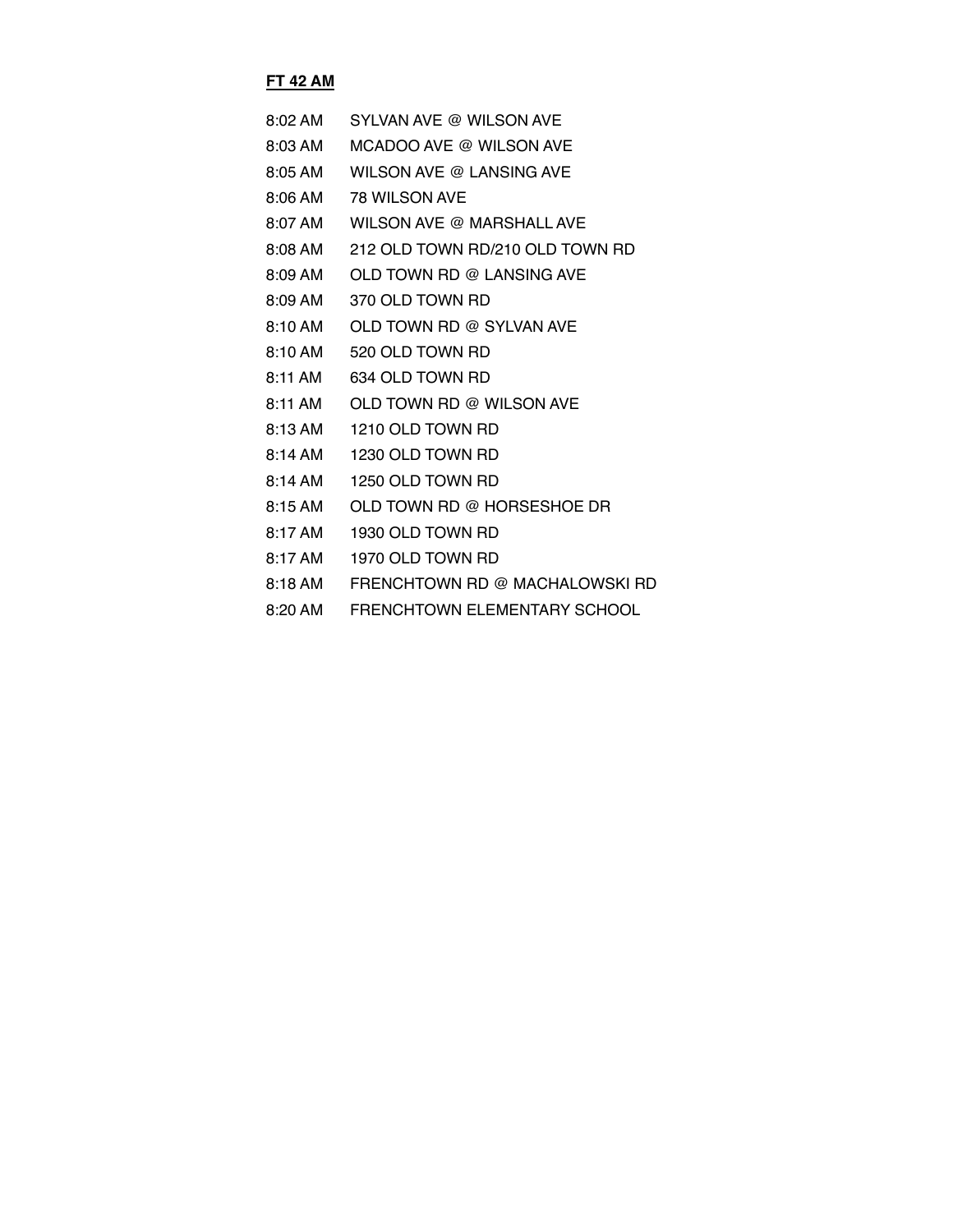**FT 42 AM**

| | |
|---|---|
| 8:02 AM | SYLVAN AVE @ WILSON AVE |
| 8:03 AM | MCADOO AVE @ WILSON AVE |
| 8:05 AM | WILSON AVE @ LANSING AVE |
| 8:06 AM | 78 WILSON AVE |
| 8:07 AM | WILSON AVE @ MARSHALL AVE |
| 8:08 AM | 212 OLD TOWN RD/210 OLD TOWN RD |
| 8:09 AM | OLD TOWN RD @ LANSING AVE |
| 8:09 AM | 370 OLD TOWN RD |
| 8:10 AM | OLD TOWN RD @ SYLVAN AVE |
| 8:10 AM | 520 OLD TOWN RD |
| 8:11 AM | 634 OLD TOWN RD |
| 8:11 AM | OLD TOWN RD @ WILSON AVE |
| 8:13 AM | 1210 OLD TOWN RD |
| 8:14 AM | 1230 OLD TOWN RD |
| 8:14 AM | 1250 OLD TOWN RD |
| 8:15 AM | OLD TOWN RD @ HORSESHOE DR |
| 8:17 AM | 1930 OLD TOWN RD |
| 8:17 AM | 1970 OLD TOWN RD |
| 8:18 AM | FRENCHTOWN RD @ MACHALOWSKI RD |
| 8:20 AM | FRENCHTOWN ELEMENTARY SCHOOL |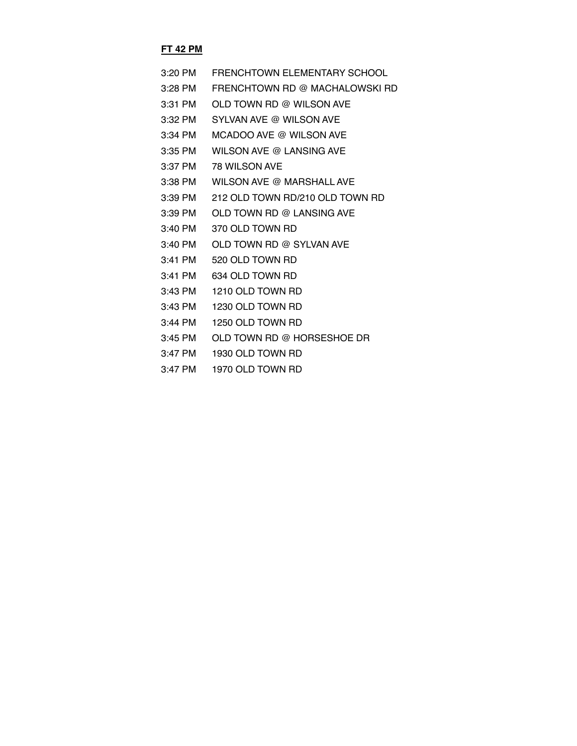**FT 42 PM**

| | |
|---|---|
| 3:20 PM | FRENCHTOWN ELEMENTARY SCHOOL |
| 3:28 PM | FRENCHTOWN RD @ MACHALOWSKI RD |
| 3:31 PM | OLD TOWN RD @ WILSON AVE |
| 3:32 PM | SYLVAN AVE @ WILSON AVE |
| 3:34 PM | MCADOO AVE @ WILSON AVE |
| 3:35 PM | WILSON AVE @ LANSING AVE |
| 3:37 PM | 78 WILSON AVE |
| 3:38 PM | WILSON AVE @ MARSHALL AVE |
| 3:39 PM | 212 OLD TOWN RD/210 OLD TOWN RD |
| 3:39 PM | OLD TOWN RD @ LANSING AVE |
| 3:40 PM | 370 OLD TOWN RD |
| 3:40 PM | OLD TOWN RD @ SYLVAN AVE |
| 3:41 PM | 520 OLD TOWN RD |
| 3:41 PM | 634 OLD TOWN RD |
| 3:43 PM | 1210 OLD TOWN RD |
| 3:43 PM | 1230 OLD TOWN RD |
| 3:44 PM | 1250 OLD TOWN RD |
| 3:45 PM | OLD TOWN RD @ HORSESHOE DR |
| 3:47 PM | 1930 OLD TOWN RD |
| 3:47 PM | 1970 OLD TOWN RD |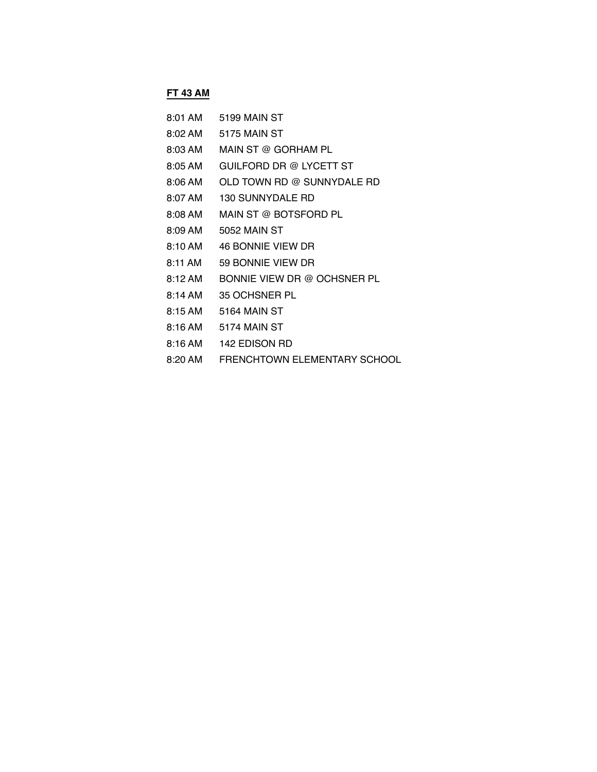**FT 43 AM**

| | |
|---|---|
| 8:01 AM | 5199 MAIN ST |
| 8:02 AM | 5175 MAIN ST |
| 8:03 AM | MAIN ST @ GORHAM PL |
| 8:05 AM | GUILFORD DR @ LYCETT ST |
| 8:06 AM | OLD TOWN RD @ SUNNYDALE RD |
| 8:07 AM | 130 SUNNYDALE RD |
| 8:08 AM | MAIN ST @ BOTSFORD PL |
| 8:09 AM | 5052 MAIN ST |
| 8:10 AM | 46 BONNIE VIEW DR |
| 8:11 AM | 59 BONNIE VIEW DR |
| 8:12 AM | BONNIE VIEW DR @ OCHSNER PL |
| 8:14 AM | 35 OCHSNER PL |
| 8:15 AM | 5164 MAIN ST |
| 8:16 AM | 5174 MAIN ST |
| 8:16 AM | 142 EDISON RD |
| 8:20 AM | FRENCHTOWN ELEMENTARY SCHOOL |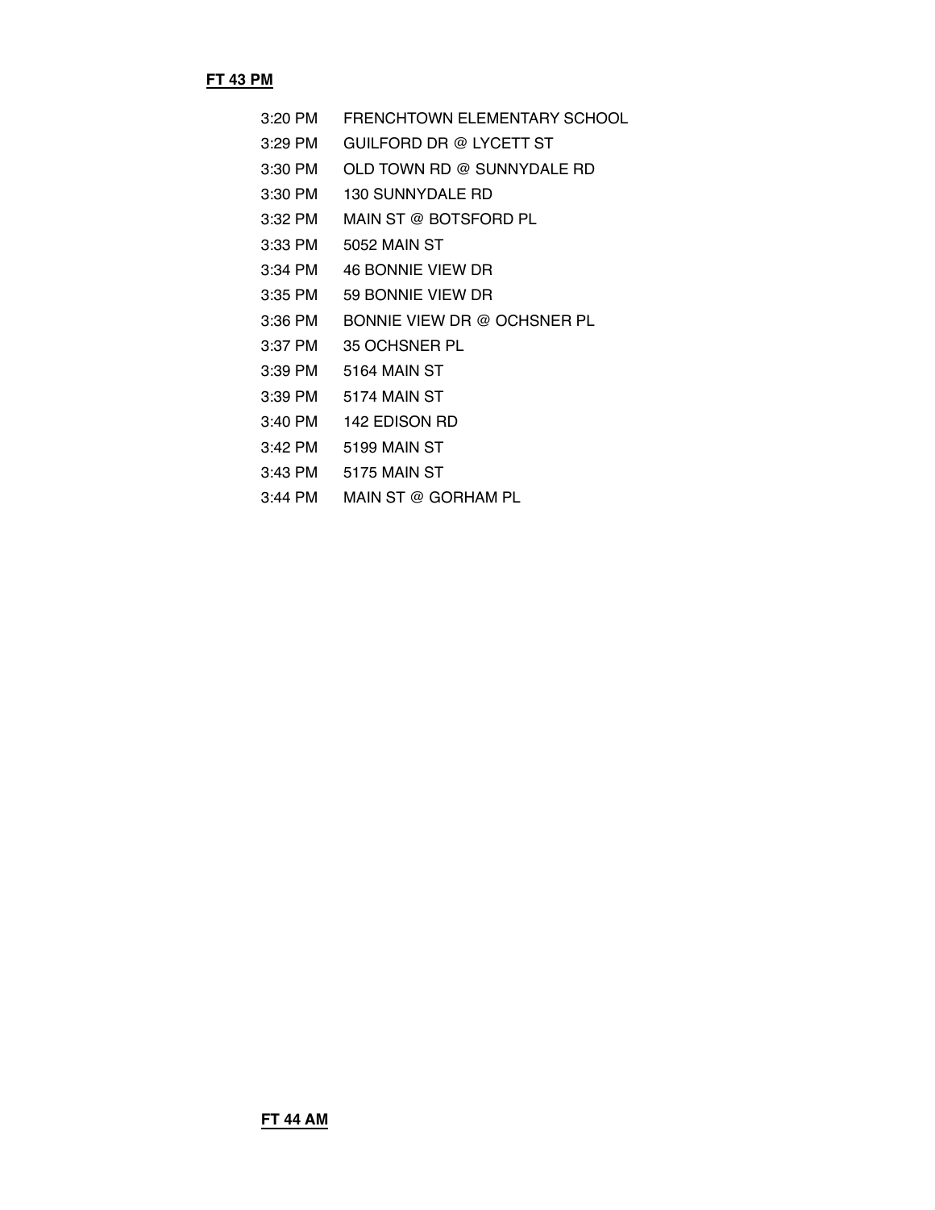**FT 43 PM**

| | |
|---|---|
| 3:20 PM | FRENCHTOWN ELEMENTARY SCHOOL |
| 3:29 PM | GUILFORD DR @ LYCETT ST |
| 3:30 PM | OLD TOWN RD @ SUNNYDALE RD |
| 3:30 PM | 130 SUNNYDALE RD |
| 3:32 PM | MAIN ST @ BOTSFORD PL |
| 3:33 PM | 5052 MAIN ST |
| 3:34 PM | 46 BONNIE VIEW DR |
| 3:35 PM | 59 BONNIE VIEW DR |
| 3:36 PM | BONNIE VIEW DR @ OCHSNER PL |
| 3:37 PM | 35 OCHSNER PL |
| 3:39 PM | 5164 MAIN ST |
| 3:39 PM | 5174 MAIN ST |
| 3:40 PM | 142 EDISON RD |
| 3:42 PM | 5199 MAIN ST |
| 3:43 PM | 5175 MAIN ST |
| 3:44 PM | MAIN ST @ GORHAM PL |

**FT 44 AM**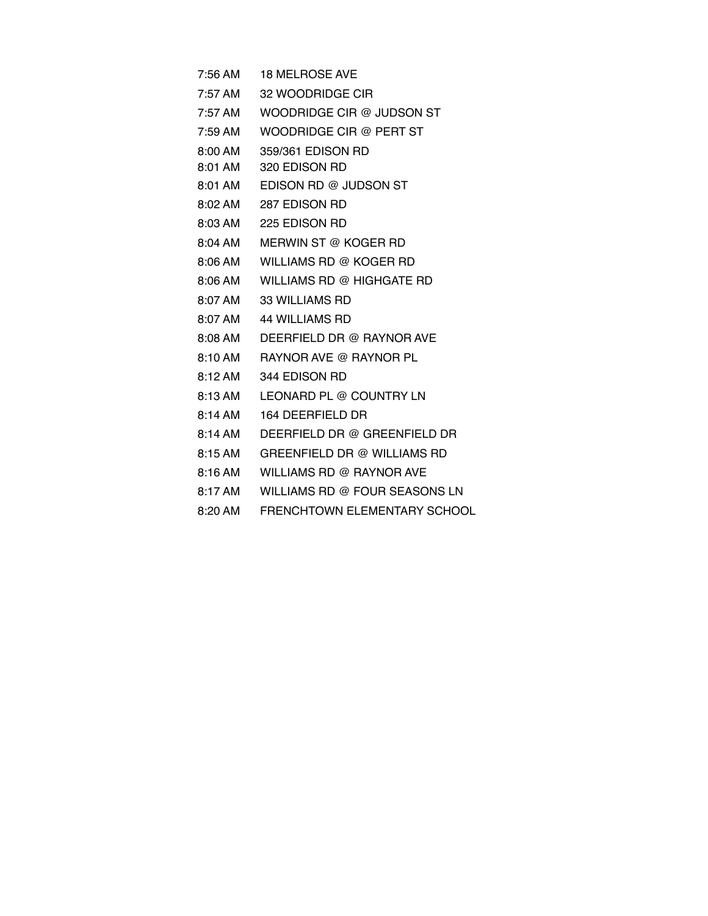| | |
|---|---|
| 7:56 AM | 18 MELROSE AVE |
| 7:57 AM | 32 WOODRIDGE CIR |
| 7:57 AM | WOODRIDGE CIR @ JUDSON ST |
| 7:59 AM | WOODRIDGE CIR @ PERT ST |
| 8:00 AM | 359/361 EDISON RD |
| 8:01 AM | 320 EDISON RD |
| 8:01 AM | EDISON RD @ JUDSON ST |
| 8:02 AM | 287 EDISON RD |
| 8:03 AM | 225 EDISON RD |
| 8:04 AM | MERWIN ST @ KOGER RD |
| 8:06 AM | WILLIAMS RD @ KOGER RD |
| 8:06 AM | WILLIAMS RD @ HIGHGATE RD |
| 8:07 AM | 33 WILLIAMS RD |
| 8:07 AM | 44 WILLIAMS RD |
| 8:08 AM | DEERFIELD DR @ RAYNOR AVE |
| 8:10 AM | RAYNOR AVE @ RAYNOR PL |
| 8:12 AM | 344 EDISON RD |
| 8:13 AM | LEONARD PL @ COUNTRY LN |
| 8:14 AM | 164 DEERFIELD DR |
| 8:14 AM | DEERFIELD DR @ GREENFIELD DR |
| 8:15 AM | GREENFIELD DR @ WILLIAMS RD |
| 8:16 AM | WILLIAMS RD @ RAYNOR AVE |
| 8:17 AM | WILLIAMS RD @ FOUR SEASONS LN |
| 8:20 AM | FRENCHTOWN ELEMENTARY SCHOOL |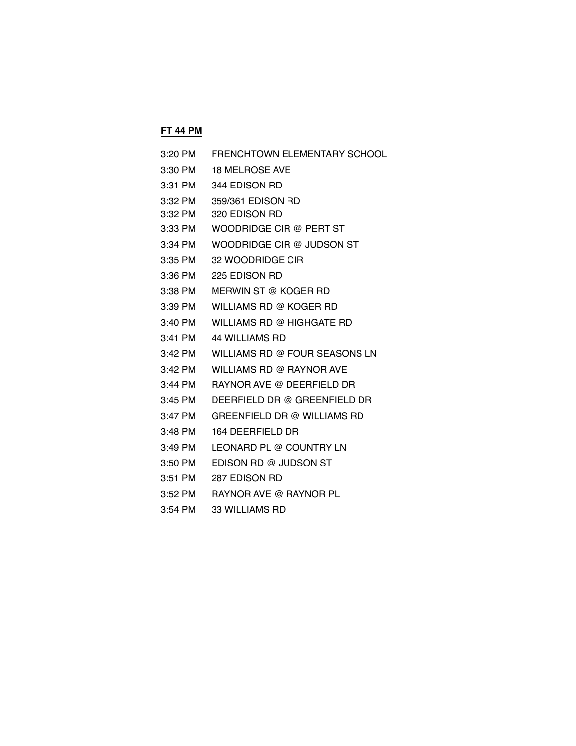**FT 44 PM**

| | |
|---|---|
| 3:20 PM | FRENCHTOWN ELEMENTARY SCHOOL |
| 3:30 PM | 18 MELROSE AVE |
| 3:31 PM | 344 EDISON RD |
| 3:32 PM | 359/361 EDISON RD |
| 3:32 PM | 320 EDISON RD |
| 3:33 PM | WOODRIDGE CIR @ PERT ST |
| 3:34 PM | WOODRIDGE CIR @ JUDSON ST |
| 3:35 PM | 32 WOODRIDGE CIR |
| 3:36 PM | 225 EDISON RD |
| 3:38 PM | MERWIN ST @ KOGER RD |
| 3:39 PM | WILLIAMS RD @ KOGER RD |
| 3:40 PM | WILLIAMS RD @ HIGHGATE RD |
| 3:41 PM | 44 WILLIAMS RD |
| 3:42 PM | WILLIAMS RD @ FOUR SEASONS LN |
| 3:42 PM | WILLIAMS RD @ RAYNOR AVE |
| 3:44 PM | RAYNOR AVE @ DEERFIELD DR |
| 3:45 PM | DEERFIELD DR @ GREENFIELD DR |
| 3:47 PM | GREENFIELD DR @ WILLIAMS RD |
| 3:48 PM | 164 DEERFIELD DR |
| 3:49 PM | LEONARD PL @ COUNTRY LN |
| 3:50 PM | EDISON RD @ JUDSON ST |
| 3:51 PM | 287 EDISON RD |
| 3:52 PM | RAYNOR AVE @ RAYNOR PL |
| 3:54 PM | 33 WILLIAMS RD |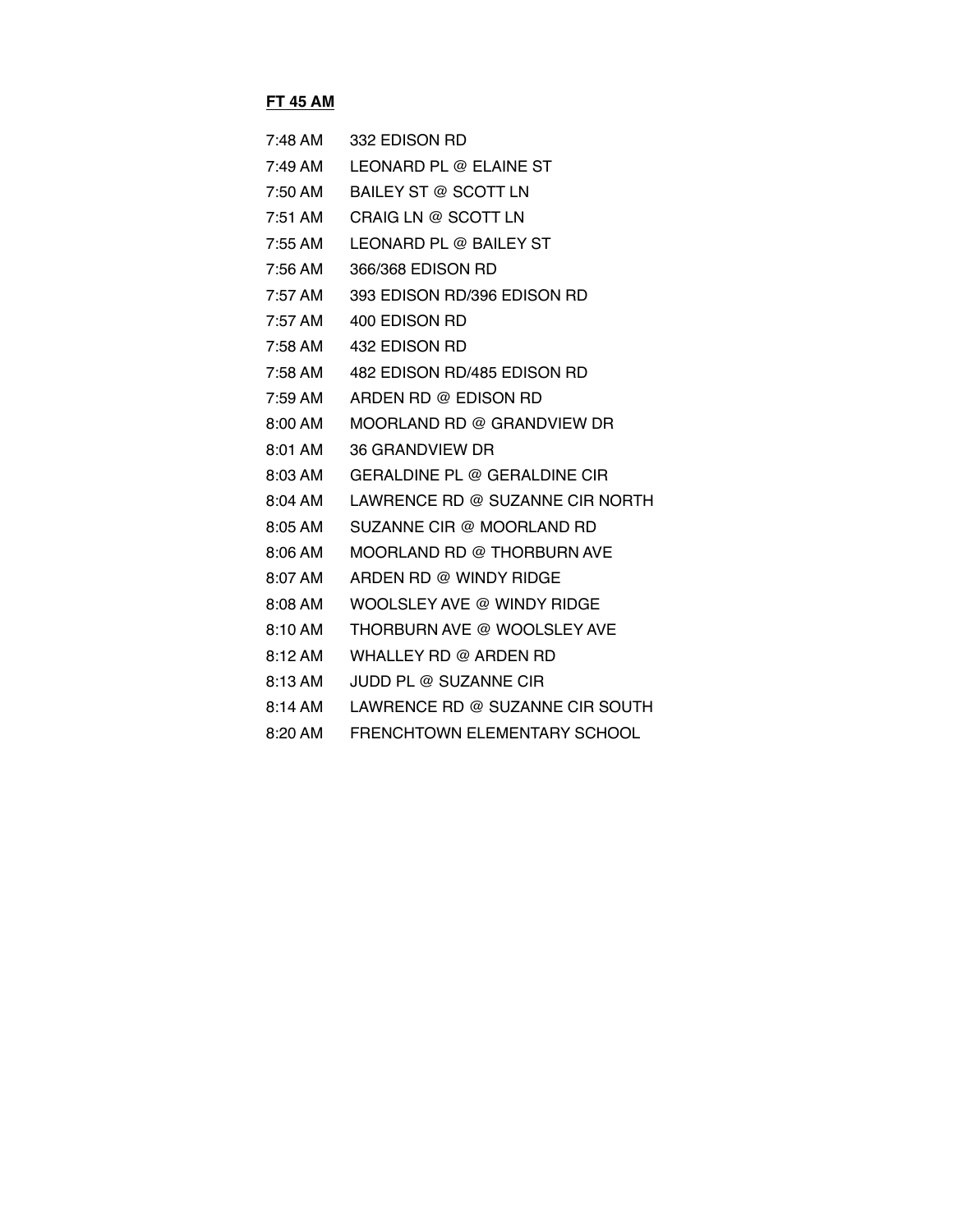**FT 45 AM**

| | |
|---|---|
| 7:48 AM | 332 EDISON RD |
| 7:49 AM | LEONARD PL @ ELAINE ST |
| 7:50 AM | BAILEY ST @ SCOTT LN |
| 7:51 AM | CRAIG LN @ SCOTT LN |
| 7:55 AM | LEONARD PL @ BAILEY ST |
| 7:56 AM | 366/368 EDISON RD |
| 7:57 AM | 393 EDISON RD/396 EDISON RD |
| 7:57 AM | 400 EDISON RD |
| 7:58 AM | 432 EDISON RD |
| 7:58 AM | 482 EDISON RD/485 EDISON RD |
| 7:59 AM | ARDEN RD @ EDISON RD |
| 8:00 AM | MOORLAND RD @ GRANDVIEW DR |
| 8:01 AM | 36 GRANDVIEW DR |
| 8:03 AM | GERALDINE PL @ GERALDINE CIR |
| 8:04 AM | LAWRENCE RD @ SUZANNE CIR NORTH |
| 8:05 AM | SUZANNE CIR @ MOORLAND RD |
| 8:06 AM | MOORLAND RD @ THORBURN AVE |
| 8:07 AM | ARDEN RD @ WINDY RIDGE |
| 8:08 AM | WOOLSLEY AVE @ WINDY RIDGE |
| 8:10 AM | THORBURN AVE @ WOOLSLEY AVE |
| 8:12 AM | WHALLEY RD @ ARDEN RD |
| 8:13 AM | JUDD PL @ SUZANNE CIR |
| 8:14 AM | LAWRENCE RD @ SUZANNE CIR SOUTH |
| 8:20 AM | FRENCHTOWN ELEMENTARY SCHOOL |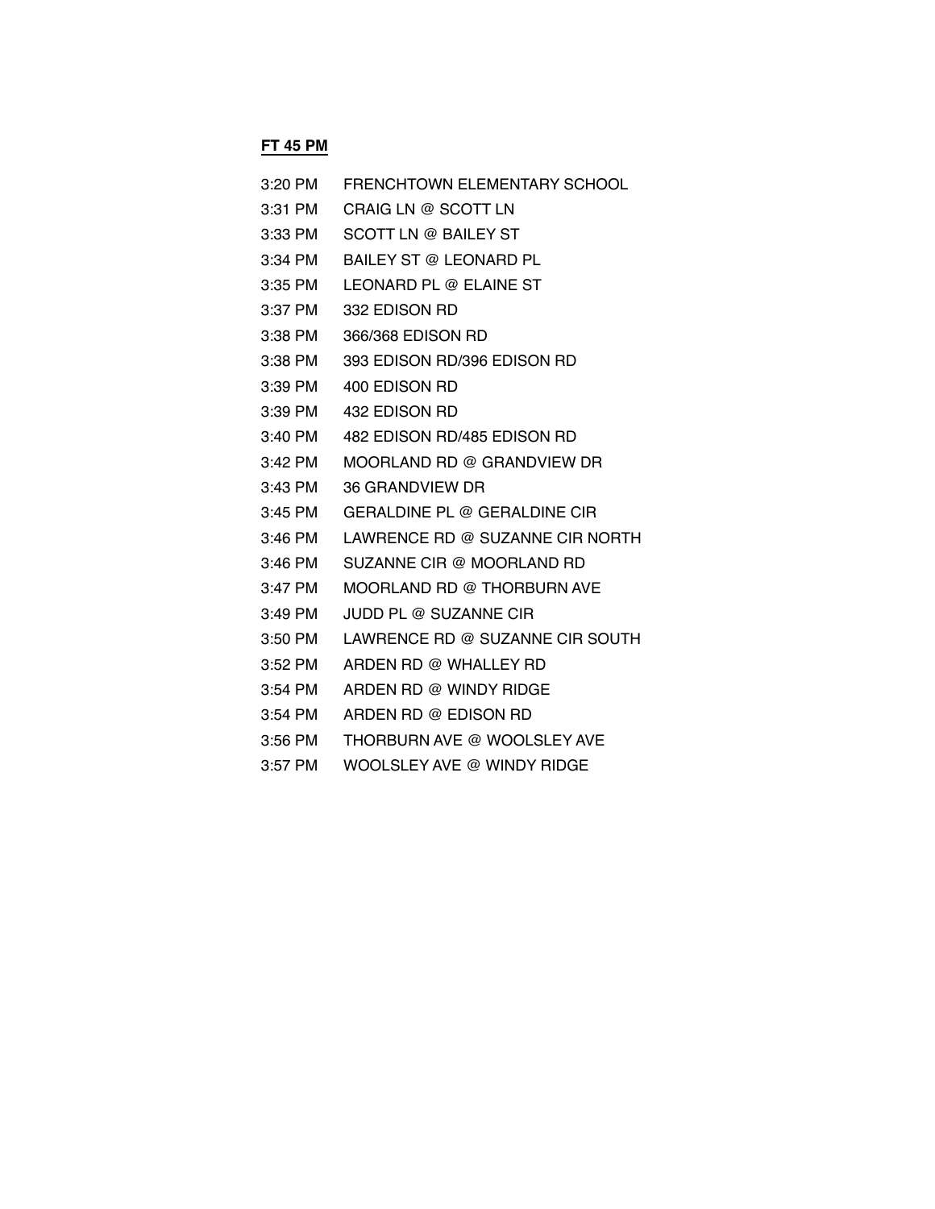**FT 45 PM**

| | |
|---|---|
| 3:20 PM | FRENCHTOWN ELEMENTARY SCHOOL |
| 3:31 PM | CRAIG LN @ SCOTT LN |
| 3:33 PM | SCOTT LN @ BAILEY ST |
| 3:34 PM | BAILEY ST @ LEONARD PL |
| 3:35 PM | LEONARD PL @ ELAINE ST |
| 3:37 PM | 332 EDISON RD |
| 3:38 PM | 366/368 EDISON RD |
| 3:38 PM | 393 EDISON RD/396 EDISON RD |
| 3:39 PM | 400 EDISON RD |
| 3:39 PM | 432 EDISON RD |
| 3:40 PM | 482 EDISON RD/485 EDISON RD |
| 3:42 PM | MOORLAND RD @ GRANDVIEW DR |
| 3:43 PM | 36 GRANDVIEW DR |
| 3:45 PM | GERALDINE PL @ GERALDINE CIR |
| 3:46 PM | LAWRENCE RD @ SUZANNE CIR NORTH |
| 3:46 PM | SUZANNE CIR @ MOORLAND RD |
| 3:47 PM | MOORLAND RD @ THORBURN AVE |
| 3:49 PM | JUDD PL @ SUZANNE CIR |
| 3:50 PM | LAWRENCE RD @ SUZANNE CIR SOUTH |
| 3:52 PM | ARDEN RD @ WHALLEY RD |
| 3:54 PM | ARDEN RD @ WINDY RIDGE |
| 3:54 PM | ARDEN RD @ EDISON RD |
| 3:56 PM | THORBURN AVE @ WOOLSLEY AVE |
| 3:57 PM | WOOLSLEY AVE @ WINDY RIDGE |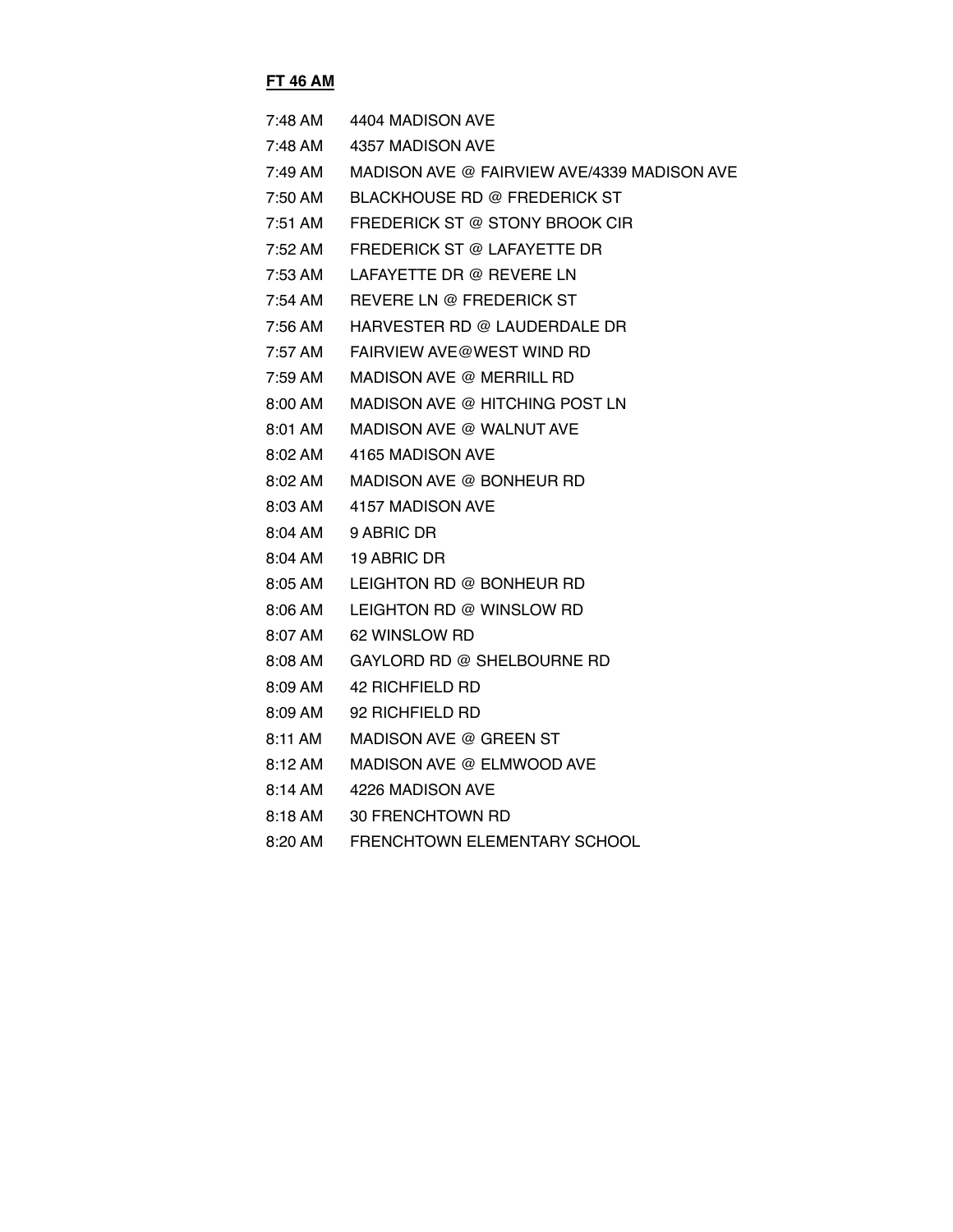**FT 46 AM**

| | |
|---|---|
| 7:48 AM | 4404 MADISON AVE |
| 7:48 AM | 4357 MADISON AVE |
| 7:49 AM | MADISON AVE @ FAIRVIEW AVE/4339 MADISON AVE |
| 7:50 AM | BLACKHOUSE RD @ FREDERICK ST |
| 7:51 AM | FREDERICK ST @ STONY BROOK CIR |
| 7:52 AM | FREDERICK ST @ LAFAYETTE DR |
| 7:53 AM | LAFAYETTE DR @ REVERE LN |
| 7:54 AM | REVERE LN @ FREDERICK ST |
| 7:56 AM | HARVESTER RD @ LAUDERDALE DR |
| 7:57 AM | FAIRVIEW AVE@WEST WIND RD |
| 7:59 AM | MADISON AVE @ MERRILL RD |
| 8:00 AM | MADISON AVE @ HITCHING POST LN |
| 8:01 AM | MADISON AVE @ WALNUT AVE |
| 8:02 AM | 4165 MADISON AVE |
| 8:02 AM | MADISON AVE @ BONHEUR RD |
| 8:03 AM | 4157 MADISON AVE |
| 8:04 AM | 9 ABRIC DR |
| 8:04 AM | 19 ABRIC DR |
| 8:05 AM | LEIGHTON RD @ BONHEUR RD |
| 8:06 AM | LEIGHTON RD @ WINSLOW RD |
| 8:07 AM | 62 WINSLOW RD |
| 8:08 AM | GAYLORD RD @ SHELBOURNE RD |
| 8:09 AM | 42 RICHFIELD RD |
| 8:09 AM | 92 RICHFIELD RD |
| 8:11 AM | MADISON AVE @ GREEN ST |
| 8:12 AM | MADISON AVE @ ELMWOOD AVE |
| 8:14 AM | 4226 MADISON AVE |
| 8:18 AM | 30 FRENCHTOWN RD |
| 8:20 AM | FRENCHTOWN ELEMENTARY SCHOOL |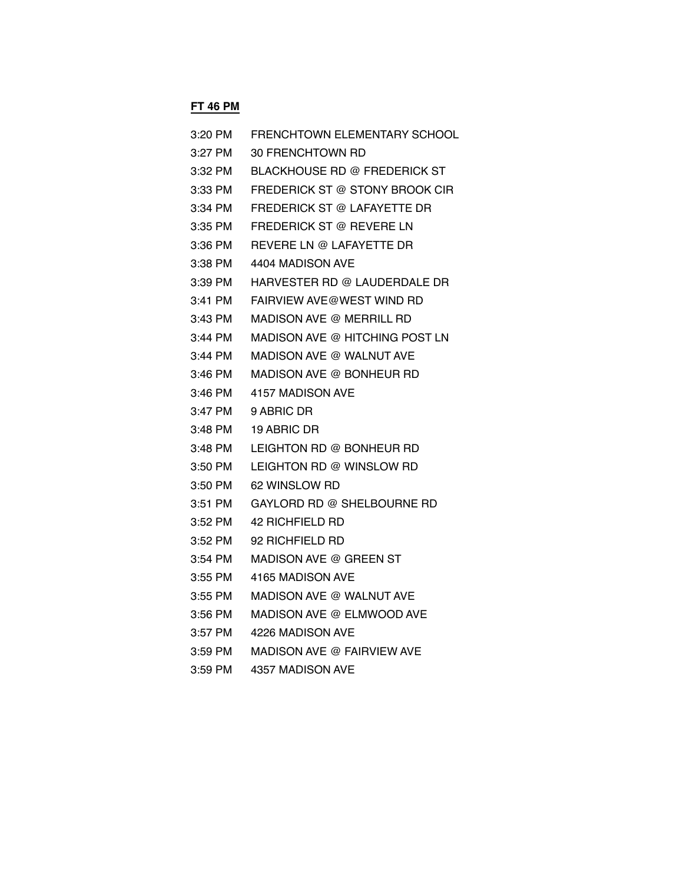**FT 46 PM**

| | |
|---|---|
| 3:20 PM | FRENCHTOWN ELEMENTARY SCHOOL |
| 3:27 PM | 30 FRENCHTOWN RD |
| 3:32 PM | BLACKHOUSE RD @ FREDERICK ST |
| 3:33 PM | FREDERICK ST @ STONY BROOK CIR |
| 3:34 PM | FREDERICK ST @ LAFAYETTE DR |
| 3:35 PM | FREDERICK ST @ REVERE LN |
| 3:36 PM | REVERE LN @ LAFAYETTE DR |
| 3:38 PM | 4404 MADISON AVE |
| 3:39 PM | HARVESTER RD @ LAUDERDALE DR |
| 3:41 PM | FAIRVIEW AVE@WEST WIND RD |
| 3:43 PM | MADISON AVE @ MERRILL RD |
| 3:44 PM | MADISON AVE @ HITCHING POST LN |
| 3:44 PM | MADISON AVE @ WALNUT AVE |
| 3:46 PM | MADISON AVE @ BONHEUR RD |
| 3:46 PM | 4157 MADISON AVE |
| 3:47 PM | 9 ABRIC DR |
| 3:48 PM | 19 ABRIC DR |
| 3:48 PM | LEIGHTON RD @ BONHEUR RD |
| 3:50 PM | LEIGHTON RD @ WINSLOW RD |
| 3:50 PM | 62 WINSLOW RD |
| 3:51 PM | GAYLORD RD @ SHELBOURNE RD |
| 3:52 PM | 42 RICHFIELD RD |
| 3:52 PM | 92 RICHFIELD RD |
| 3:54 PM | MADISON AVE @ GREEN ST |
| 3:55 PM | 4165 MADISON AVE |
| 3:55 PM | MADISON AVE @ WALNUT AVE |
| 3:56 PM | MADISON AVE @ ELMWOOD AVE |
| 3:57 PM | 4226 MADISON AVE |
| 3:59 PM | MADISON AVE @ FAIRVIEW AVE |
| 3:59 PM | 4357 MADISON AVE |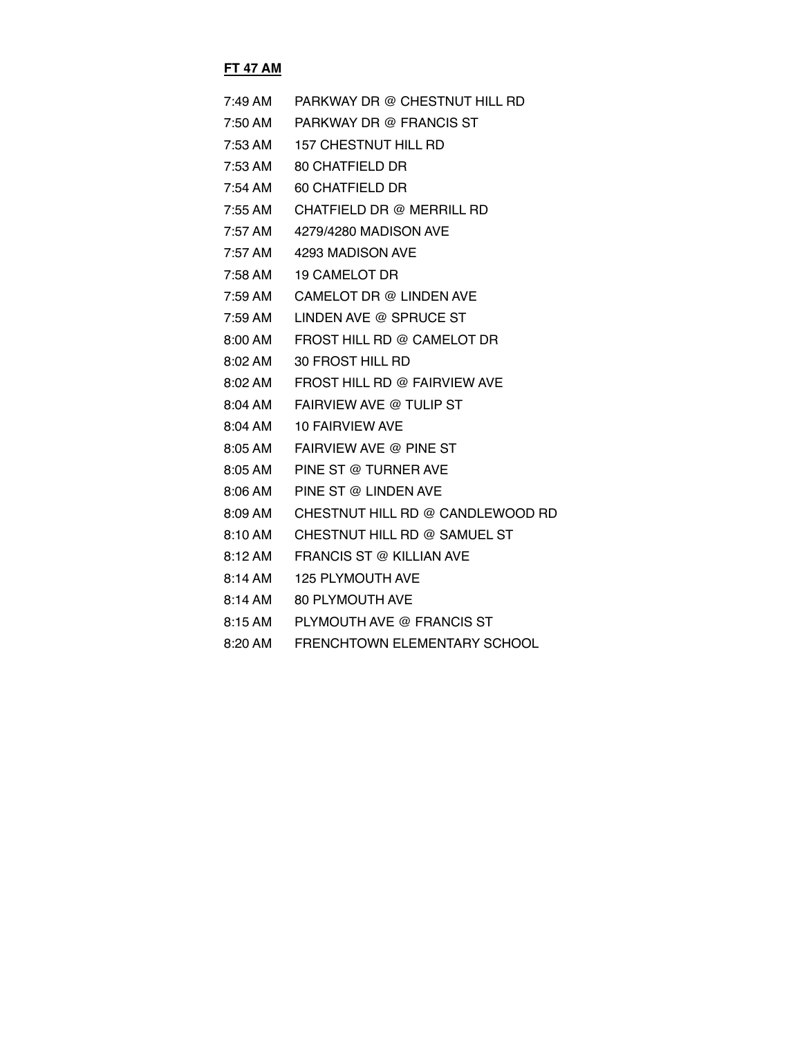**FT 47 AM**

| | |
|---|---|
| 7:49 AM | PARKWAY DR @ CHESTNUT HILL RD |
| 7:50 AM | PARKWAY DR @ FRANCIS ST |
| 7:53 AM | 157 CHESTNUT HILL RD |
| 7:53 AM | 80 CHATFIELD DR |
| 7:54 AM | 60 CHATFIELD DR |
| 7:55 AM | CHATFIELD DR @ MERRILL RD |
| 7:57 AM | 4279/4280 MADISON AVE |
| 7:57 AM | 4293 MADISON AVE |
| 7:58 AM | 19 CAMELOT DR |
| 7:59 AM | CAMELOT DR @ LINDEN AVE |
| 7:59 AM | LINDEN AVE @ SPRUCE ST |
| 8:00 AM | FROST HILL RD @ CAMELOT DR |
| 8:02 AM | 30 FROST HILL RD |
| 8:02 AM | FROST HILL RD @ FAIRVIEW AVE |
| 8:04 AM | FAIRVIEW AVE @ TULIP ST |
| 8:04 AM | 10 FAIRVIEW AVE |
| 8:05 AM | FAIRVIEW AVE @ PINE ST |
| 8:05 AM | PINE ST @ TURNER AVE |
| 8:06 AM | PINE ST @ LINDEN AVE |
| 8:09 AM | CHESTNUT HILL RD @ CANDLEWOOD RD |
| 8:10 AM | CHESTNUT HILL RD @ SAMUEL ST |
| 8:12 AM | FRANCIS ST @ KILLIAN AVE |
| 8:14 AM | 125 PLYMOUTH AVE |
| 8:14 AM | 80 PLYMOUTH AVE |
| 8:15 AM | PLYMOUTH AVE @ FRANCIS ST |
| 8:20 AM | FRENCHTOWN ELEMENTARY SCHOOL |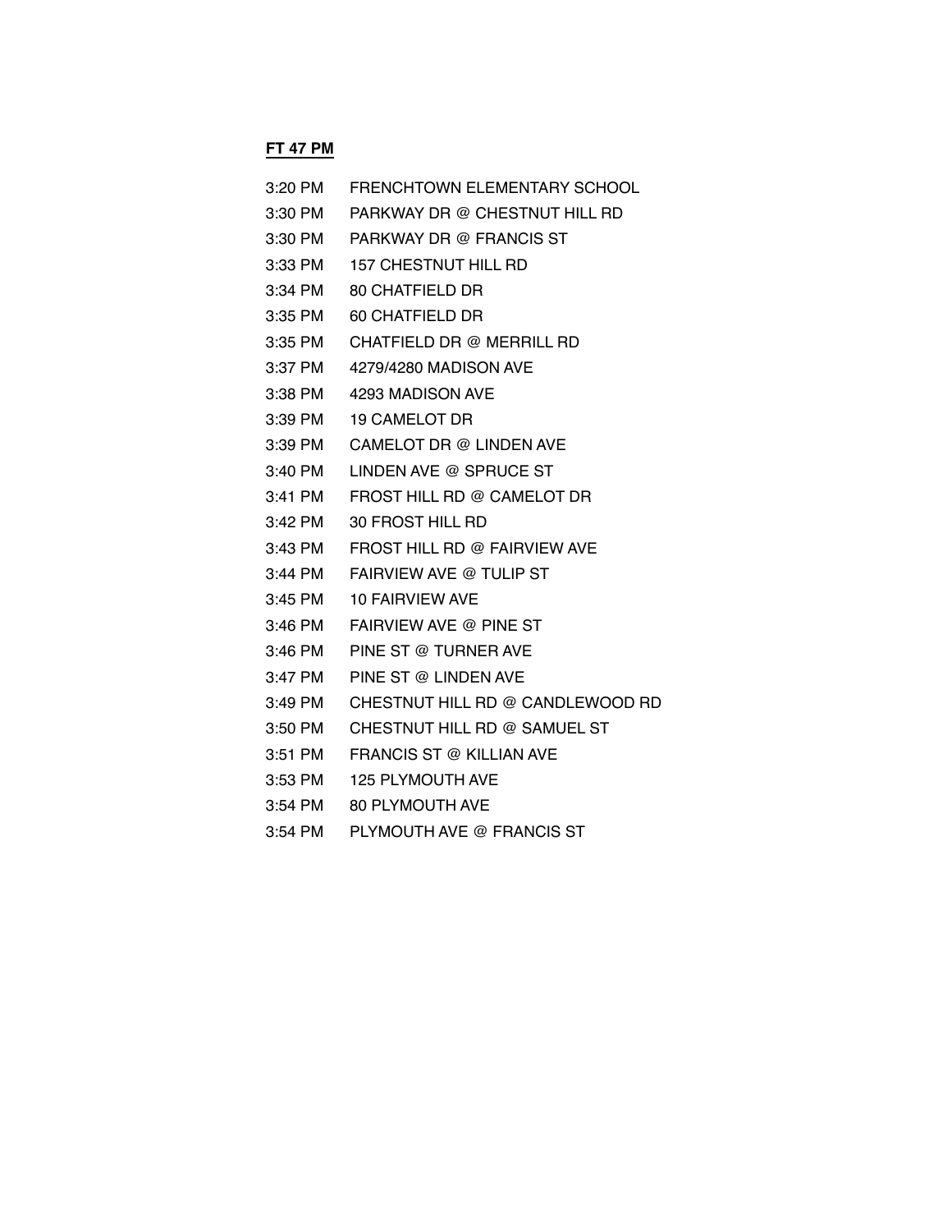**FT 47 PM**

| | |
|---|---|
| 3:20 PM | FRENCHTOWN ELEMENTARY SCHOOL |
| 3:30 PM | PARKWAY DR @ CHESTNUT HILL RD |
| 3:30 PM | PARKWAY DR @ FRANCIS ST |
| 3:33 PM | 157 CHESTNUT HILL RD |
| 3:34 PM | 80 CHATFIELD DR |
| 3:35 PM | 60 CHATFIELD DR |
| 3:35 PM | CHATFIELD DR @ MERRILL RD |
| 3:37 PM | 4279/4280 MADISON AVE |
| 3:38 PM | 4293 MADISON AVE |
| 3:39 PM | 19 CAMELOT DR |
| 3:39 PM | CAMELOT DR @ LINDEN AVE |
| 3:40 PM | LINDEN AVE @ SPRUCE ST |
| 3:41 PM | FROST HILL RD @ CAMELOT DR |
| 3:42 PM | 30 FROST HILL RD |
| 3:43 PM | FROST HILL RD @ FAIRVIEW AVE |
| 3:44 PM | FAIRVIEW AVE @ TULIP ST |
| 3:45 PM | 10 FAIRVIEW AVE |
| 3:46 PM | FAIRVIEW AVE @ PINE ST |
| 3:46 PM | PINE ST @ TURNER AVE |
| 3:47 PM | PINE ST @ LINDEN AVE |
| 3:49 PM | CHESTNUT HILL RD @ CANDLEWOOD RD |
| 3:50 PM | CHESTNUT HILL RD @ SAMUEL ST |
| 3:51 PM | FRANCIS ST @ KILLIAN AVE |
| 3:53 PM | 125 PLYMOUTH AVE |
| 3:54 PM | 80 PLYMOUTH AVE |
| 3:54 PM | PLYMOUTH AVE @ FRANCIS ST |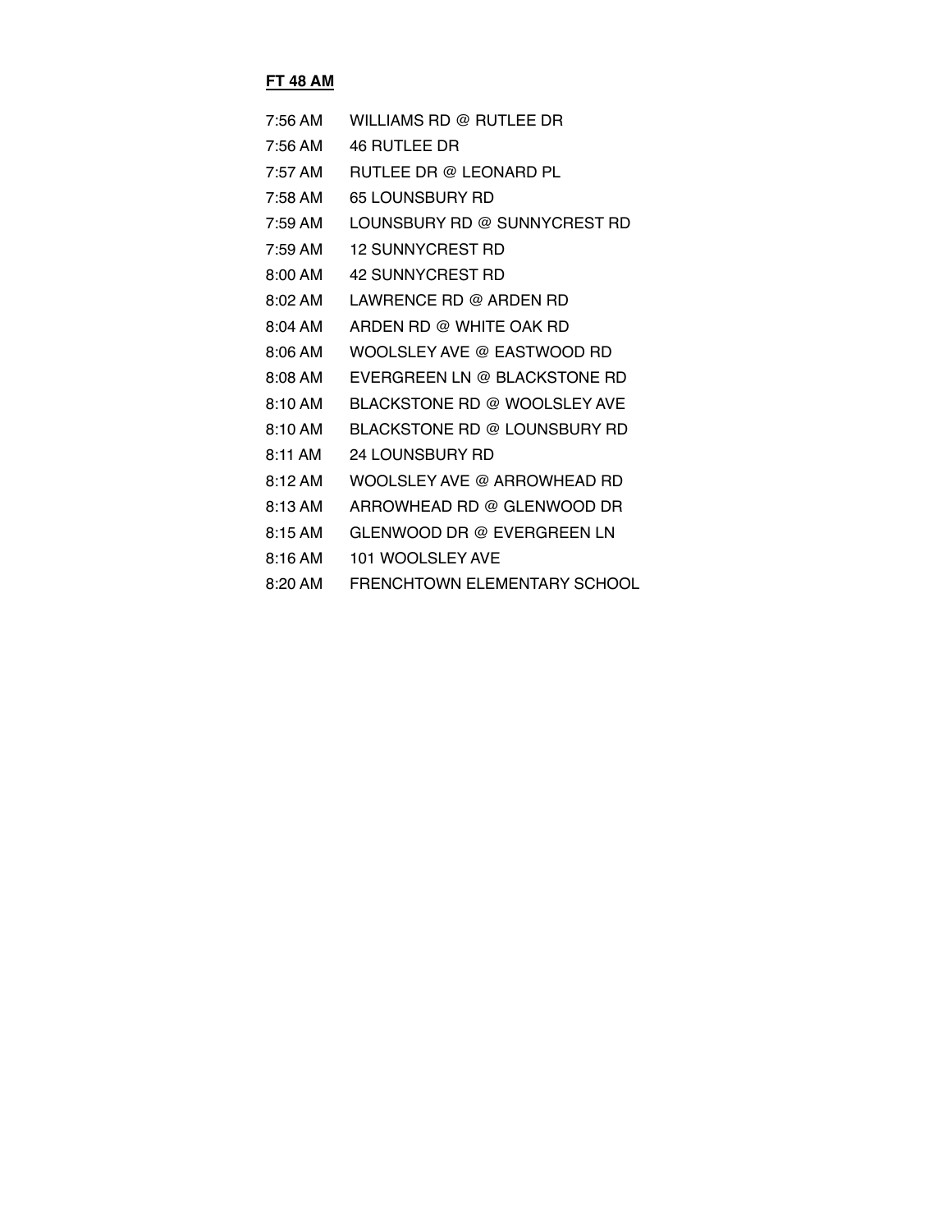**FT 48 AM**

| | |
|---|---|
| 7:56 AM | WILLIAMS RD @ RUTLEE DR |
| 7:56 AM | 46 RUTLEE DR |
| 7:57 AM | RUTLEE DR @ LEONARD PL |
| 7:58 AM | 65 LOUNSBURY RD |
| 7:59 AM | LOUNSBURY RD @ SUNNYCREST RD |
| 7:59 AM | 12 SUNNYCREST RD |
| 8:00 AM | 42 SUNNYCREST RD |
| 8:02 AM | LAWRENCE RD @ ARDEN RD |
| 8:04 AM | ARDEN RD @ WHITE OAK RD |
| 8:06 AM | WOOLSLEY AVE @ EASTWOOD RD |
| 8:08 AM | EVERGREEN LN @ BLACKSTONE RD |
| 8:10 AM | BLACKSTONE RD @ WOOLSLEY AVE |
| 8:10 AM | BLACKSTONE RD @ LOUNSBURY RD |
| 8:11 AM | 24 LOUNSBURY RD |
| 8:12 AM | WOOLSLEY AVE @ ARROWHEAD RD |
| 8:13 AM | ARROWHEAD RD @ GLENWOOD DR |
| 8:15 AM | GLENWOOD DR @ EVERGREEN LN |
| 8:16 AM | 101 WOOLSLEY AVE |
| 8:20 AM | FRENCHTOWN ELEMENTARY SCHOOL |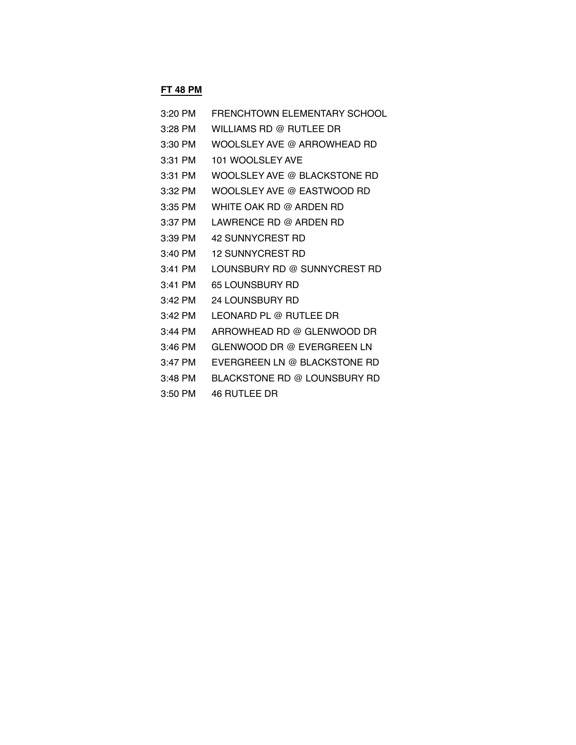**FT 48 PM**

| | |
|---|---|
| 3:20 PM | FRENCHTOWN ELEMENTARY SCHOOL |
| 3:28 PM | WILLIAMS RD @ RUTLEE DR |
| 3:30 PM | WOOLSLEY AVE @ ARROWHEAD RD |
| 3:31 PM | 101 WOOLSLEY AVE |
| 3:31 PM | WOOLSLEY AVE @ BLACKSTONE RD |
| 3:32 PM | WOOLSLEY AVE @ EASTWOOD RD |
| 3:35 PM | WHITE OAK RD @ ARDEN RD |
| 3:37 PM | LAWRENCE RD @ ARDEN RD |
| 3:39 PM | 42 SUNNYCREST RD |
| 3:40 PM | 12 SUNNYCREST RD |
| 3:41 PM | LOUNSBURY RD @ SUNNYCREST RD |
| 3:41 PM | 65 LOUNSBURY RD |
| 3:42 PM | 24 LOUNSBURY RD |
| 3:42 PM | LEONARD PL @ RUTLEE DR |
| 3:44 PM | ARROWHEAD RD @ GLENWOOD DR |
| 3:46 PM | GLENWOOD DR @ EVERGREEN LN |
| 3:47 PM | EVERGREEN LN @ BLACKSTONE RD |
| 3:48 PM | BLACKSTONE RD @ LOUNSBURY RD |
| 3:50 PM | 46 RUTLEE DR |